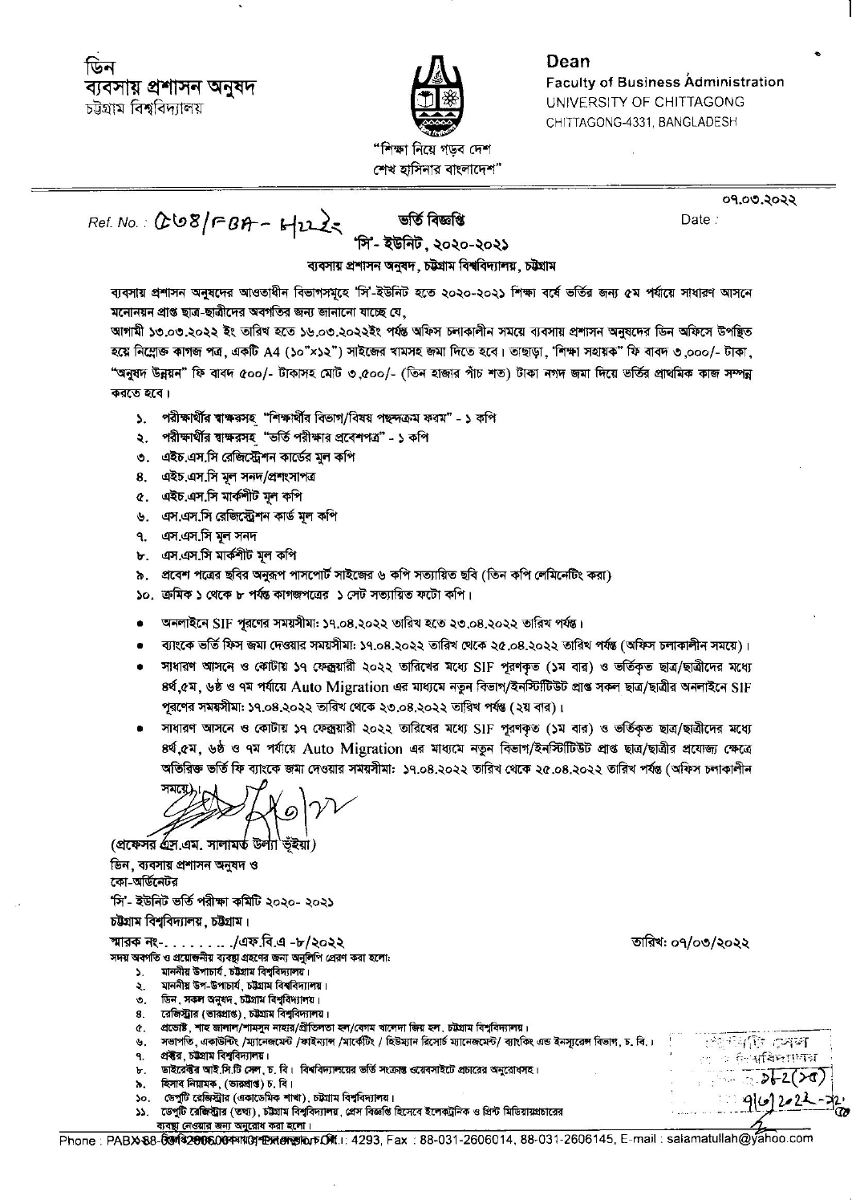ডিন
ব্যবসায় প্রশাসন অনুষদ
চট্টগ্রাম বিশ্ববিদ্যালয়

"শিক্ষা নিয়ে গড়ব দেশ
শেখ হাসিনার বাংলাদেশ"

**Dean**
Faculty of Business Administration
UNIVERSITY OF CHITTAGONG
CHITTAGONG-4331, BANGLADESH

Ref. No.: ৫৬৪/FBA- ৮/২২২ Date: ০৭.০৩.২০২২

## ভর্তি বিজ্ঞপ্তি
### 'সি'- ইউনিট, ২০২০-২০২১
#### ব্যবসায় প্রশাসন অনুষদ, চট্টগ্রাম বিশ্ববিদ্যালয়, চট্টগ্রাম

ব্যবসায় প্রশাসন অনুষদের আওতাধীন বিভাগসমূহে 'সি'-ইউনিট হতে ২০২০-২০২১ শিক্ষা বর্ষে ভর্তির জন্য ৫ম পর্যায়ে সাধারণ আসনে মনোনয়ন প্রাপ্ত ছাত্র-ছাত্রীদের অবগতির জন্য জানানো যাচ্ছে যে,

আগামী ১৩.০৩.২০২২ ইং তারিখ হতে ১৬.০৩.২০২২ইং পর্যন্ত অফিস চলাকালীন সময়ে ব্যবসায় প্রশাসন অনুষদের ডিন অফিসে উপস্থিত হয়ে নিম্নোক্ত কাগজ পত্র, একটি A4 (১০"x১২") সাইজের খামসহ জমা দিতে হবে। তাছাড়া, 'শিক্ষা সহায়ক' ফি বাবদ ৩,০০০/- টাকা, "অনুষদ উন্নয়ন" ফি বাবদ ৫০০/- টাকাসহ মোট ৩,৫০০/- (তিন হাজার পাঁচ শত) টাকা নগদ জমা দিয়ে ভর্তির প্রাথমিক কাজ সম্পন্ন করতে হবে।

১. পরীক্ষার্থীর স্বাক্ষরসহ "শিক্ষার্থীর বিভাগ/বিষয় পছন্দক্রম ফরম" - ১ কপি
২. পরীক্ষার্থীর স্বাক্ষরসহ "ভর্তি পরীক্ষার প্রবেশপত্র" - ১ কপি
৩. এইচ.এস.সি রেজিস্ট্রেশন কার্ডের মূল কপি
৪. এইচ.এস.সি মূল সনদ/প্রশংসাপত্র
৫. এইচ.এস.সি মার্কশীট মূল কপি
৬. এস.এস.সি রেজিস্ট্রেশন কার্ড মূল কপি
৭. এস.এস.সি মূল সনদ
৮. এস.এস.সি মার্কশীট মূল কপি
৯. প্রবেশ পত্রের ছবির অনুরূপ পাসপোর্ট সাইজের ৬ কপি সত্যায়িত ছবি (তিন কপি লেমিনেটিং করা)
১০. ক্রমিক ১ থেকে ৮ পর্যন্ত কাগজপত্রের ১ সেট সত্যায়িত ফটো কপি।

- অনলাইনে SIF পূরণের সময়সীমা: ১৭.০৪.২০২২ তারিখ হতে ২৩.০৪.২০২২ তারিখ পর্যন্ত।
- ব্যাংকে ভর্তি ফিস জমা দেওয়ার সময়সীমা: ১৭.০৪.২০২২ তারিখ থেকে ২৫.০৪.২০২২ তারিখ পর্যন্ত (অফিস চলাকালীন সময়ে)।
- সাধারণ আসনে ও কোটায় ১৭ ফেব্রুয়ারী ২০২২ তারিখের মধ্যে SIF পূরণকৃত (১ম বার) ও ভর্তিকৃত ছাত্র/ছাত্রীদের মধ্যে ৪র্থ,৫ম, ৬ষ্ঠ ও ৭ম পর্যায়ে Auto Migration এর মাধ্যমে নতুন বিভাগ/ইনস্টিটিউট প্রাপ্ত সকল ছাত্র/ছাত্রীর অনলাইনে SIF পূরণের সময়সীমা: ১৭.০৪.২০২২ তারিখ থেকে ২৩.০৪.২০২২ তারিখ পর্যন্ত (২য় বার)।
- সাধারণ আসনে ও কোটায় ১৭ ফেব্রুয়ারী ২০২২ তারিখের মধ্যে SIF পূরণকৃত (১ম বার) ও ভর্তিকৃত ছাত্র/ছাত্রীদের মধ্যে ৪র্থ,৫ম, ৬ষ্ঠ ও ৭ম পর্যায়ে Auto Migration এর মাধ্যমে নতুন বিভাগ/ইনস্টিটিউট প্রাপ্ত ছাত্র/ছাত্রীর প্রযোজ্য ক্ষেত্রে অতিরিক্ত ভর্তি ফি ব্যাংকে জমা দেওয়ার সময়সীমা: ১৭.০৪.২০২২ তারিখ থেকে ২৫.০৪.২০২২ তারিখ পর্যন্ত (অফিস চলাকালীন সময়ে)।

(প্রফেসর এস.এম. সালামত উল্যা ভূঁইয়া)
ডিন, ব্যবসায় প্রশাসন অনুষদ ও
কো-অর্ডিনেটর
'সি'- ইউনিট ভর্তি পরীক্ষা কমিটি ২০২০- ২০২১
চট্টগ্রাম বিশ্ববিদ্যালয়, চট্টগ্রাম।

স্মারক নং-........./এফ.বি.এ -৮/২০২২ তারিখ: ০৭/০৩/২০২২

সদয় অবগতি ও প্রয়োজনীয় ব্যবস্থা গ্রহণের জন্য অনুলিপি প্রেরণ করা হলো:

১. মাননীয় উপাচার্য, চট্টগ্রাম বিশ্ববিদ্যালয়।
২. মাননীয় উপ-উপাচার্য, চট্টগ্রাম বিশ্ববিদ্যালয়।
৩. ডিন, সকল অনুষদ, চট্টগ্রাম বিশ্ববিদ্যালয়।
৪. রেজিস্ট্রার (ভারপ্রাপ্ত), চট্টগ্রাম বিশ্ববিদ্যালয়।
৫. প্রভোস্ট, শাহ জালাল/শামসুন নাহার/প্রীতিলতা হল/বেগম খালেদা জিয় হল, চট্টগ্রাম বিশ্ববিদ্যালয়।
৬. সভাপতি, একাউন্টিং /ম্যানেজমেন্ট /ফাইন্যান্স /মার্কেটিং / হিউম্যান রিসোর্স ম্যানেজমেন্ট/ ব্যাংকিং এন্ড ইনস্যুরেন্স বিভাগ, চ. বি.।
৭. প্রক্টর, চট্টগ্রাম বিশ্ববিদ্যালয়।
৮. ডাইরেক্টর আই.সি.টি সেল, চ. বি। বিশ্ববিদ্যালয়ের ভর্তি সংক্রান্ত ওয়েবসাইটে প্রচারের অনুরোধসহ।
৯. হিসাব নিয়ামক, (ভারপ্রাপ্ত) চ. বি।
১০. ডেপুটি রেজিস্ট্রার (একাডেমিক শাখা), চট্টগ্রাম বিশ্ববিদ্যালয়।
১১. ডেপুটি রেজিস্ট্রার (তথ্য), চট্টগ্রাম বিশ্ববিদ্যালয়, প্রেস বিজ্ঞপ্তি হিসেবে ইলেকট্রনিক ও প্রিন্ট মিডিয়ায়প্রচারের ব্যবস্থা নেওয়ার জন্য অনুরোধ করা হলো।

Phone : PABX 88-031-2606001-10 Ext.: 4293, Fax : 88-031-2606014, 88-031-2606145, E-mail : salamatullah@yahoo.com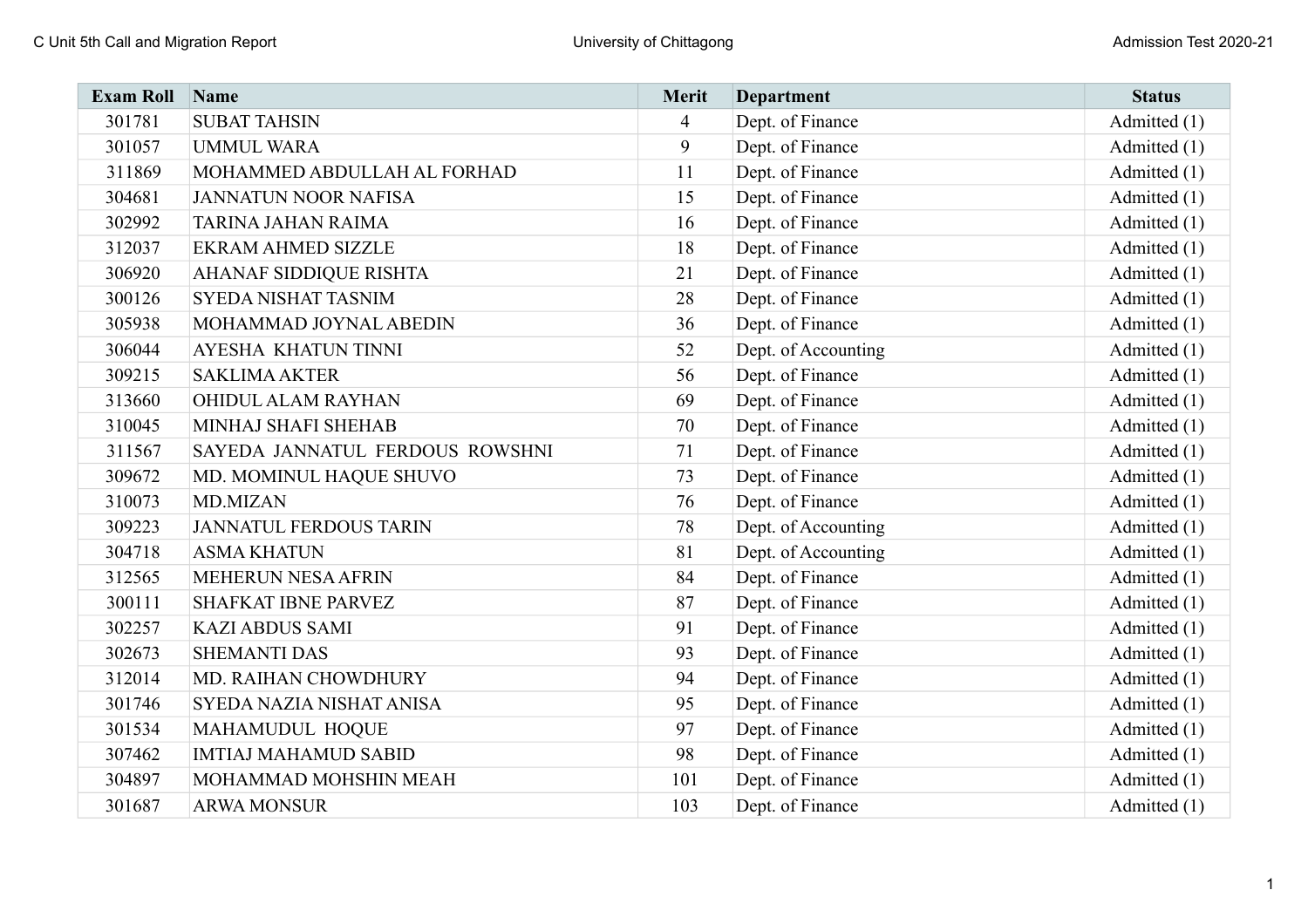| Exam Roll | Name | Merit | Department | Status |
|---|---|---|---|---|
| 301781 | SUBAT TAHSIN | 4 | Dept. of Finance | Admitted (1) |
| 301057 | UMMUL WARA | 9 | Dept. of Finance | Admitted (1) |
| 311869 | MOHAMMED ABDULLAH AL FORHAD | 11 | Dept. of Finance | Admitted (1) |
| 304681 | JANNATUN NOOR NAFISA | 15 | Dept. of Finance | Admitted (1) |
| 302992 | TARINA JAHAN RAIMA | 16 | Dept. of Finance | Admitted (1) |
| 312037 | EKRAM AHMED SIZZLE | 18 | Dept. of Finance | Admitted (1) |
| 306920 | AHANAF SIDDIQUE RISHTA | 21 | Dept. of Finance | Admitted (1) |
| 300126 | SYEDA NISHAT TASNIM | 28 | Dept. of Finance | Admitted (1) |
| 305938 | MOHAMMAD JOYNAL ABEDIN | 36 | Dept. of Finance | Admitted (1) |
| 306044 | AYESHA KHATUN TINNI | 52 | Dept. of Accounting | Admitted (1) |
| 309215 | SAKLIMA AKTER | 56 | Dept. of Finance | Admitted (1) |
| 313660 | OHIDUL ALAM RAYHAN | 69 | Dept. of Finance | Admitted (1) |
| 310045 | MINHAJ SHAFI SHEHAB | 70 | Dept. of Finance | Admitted (1) |
| 311567 | SAYEDA JANNATUL FERDOUS ROWSHNI | 71 | Dept. of Finance | Admitted (1) |
| 309672 | MD. MOMINUL HAQUE SHUVO | 73 | Dept. of Finance | Admitted (1) |
| 310073 | MD.MIZAN | 76 | Dept. of Finance | Admitted (1) |
| 309223 | JANNATUL FERDOUS TARIN | 78 | Dept. of Accounting | Admitted (1) |
| 304718 | ASMA KHATUN | 81 | Dept. of Accounting | Admitted (1) |
| 312565 | MEHERUN NESA AFRIN | 84 | Dept. of Finance | Admitted (1) |
| 300111 | SHAFKAT IBNE PARVEZ | 87 | Dept. of Finance | Admitted (1) |
| 302257 | KAZI ABDUS SAMI | 91 | Dept. of Finance | Admitted (1) |
| 302673 | SHEMANTI DAS | 93 | Dept. of Finance | Admitted (1) |
| 312014 | MD. RAIHAN CHOWDHURY | 94 | Dept. of Finance | Admitted (1) |
| 301746 | SYEDA NAZIA NISHAT ANISA | 95 | Dept. of Finance | Admitted (1) |
| 301534 | MAHAMUDUL HOQUE | 97 | Dept. of Finance | Admitted (1) |
| 307462 | IMTIAJ MAHAMUD SABID | 98 | Dept. of Finance | Admitted (1) |
| 304897 | MOHAMMAD MOHSHIN MEAH | 101 | Dept. of Finance | Admitted (1) |
| 301687 | ARWA MONSUR | 103 | Dept. of Finance | Admitted (1) |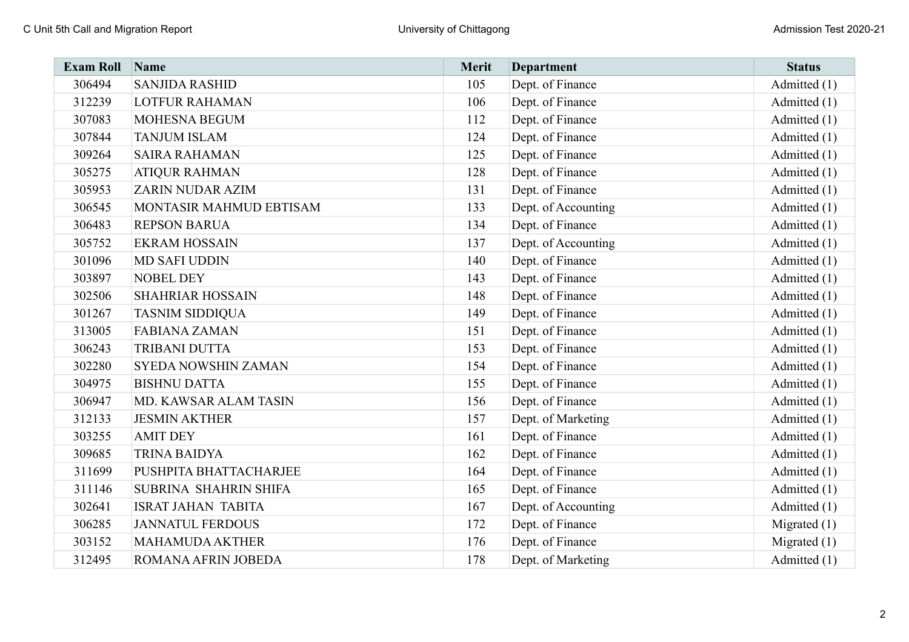| Exam Roll | Name | Merit | Department | Status |
|---|---|---|---|---|
| 306494 | SANJIDA RASHID | 105 | Dept. of Finance | Admitted (1) |
| 312239 | LOTFUR RAHAMAN | 106 | Dept. of Finance | Admitted (1) |
| 307083 | MOHESNA BEGUM | 112 | Dept. of Finance | Admitted (1) |
| 307844 | TANJUM ISLAM | 124 | Dept. of Finance | Admitted (1) |
| 309264 | SAIRA RAHAMAN | 125 | Dept. of Finance | Admitted (1) |
| 305275 | ATIQUR RAHMAN | 128 | Dept. of Finance | Admitted (1) |
| 305953 | ZARIN NUDAR AZIM | 131 | Dept. of Finance | Admitted (1) |
| 306545 | MONTASIR MAHMUD EBTISAM | 133 | Dept. of Accounting | Admitted (1) |
| 306483 | REPSON BARUA | 134 | Dept. of Finance | Admitted (1) |
| 305752 | EKRAM HOSSAIN | 137 | Dept. of Accounting | Admitted (1) |
| 301096 | MD SAFI UDDIN | 140 | Dept. of Finance | Admitted (1) |
| 303897 | NOBEL DEY | 143 | Dept. of Finance | Admitted (1) |
| 302506 | SHAHRIAR HOSSAIN | 148 | Dept. of Finance | Admitted (1) |
| 301267 | TASNIM SIDDIQUA | 149 | Dept. of Finance | Admitted (1) |
| 313005 | FABIANA ZAMAN | 151 | Dept. of Finance | Admitted (1) |
| 306243 | TRIBANI DUTTA | 153 | Dept. of Finance | Admitted (1) |
| 302280 | SYEDA NOWSHIN ZAMAN | 154 | Dept. of Finance | Admitted (1) |
| 304975 | BISHNU DATTA | 155 | Dept. of Finance | Admitted (1) |
| 306947 | MD. KAWSAR ALAM TASIN | 156 | Dept. of Finance | Admitted (1) |
| 312133 | JESMIN AKTHER | 157 | Dept. of Marketing | Admitted (1) |
| 303255 | AMIT DEY | 161 | Dept. of Finance | Admitted (1) |
| 309685 | TRINA BAIDYA | 162 | Dept. of Finance | Admitted (1) |
| 311699 | PUSHPITA BHATTACHARJEE | 164 | Dept. of Finance | Admitted (1) |
| 311146 | SUBRINA SHAHRIN SHIFA | 165 | Dept. of Finance | Admitted (1) |
| 302641 | ISRAT JAHAN TABITA | 167 | Dept. of Accounting | Admitted (1) |
| 306285 | JANNATUL FERDOUS | 172 | Dept. of Finance | Migrated (1) |
| 303152 | MAHAMUDA AKTHER | 176 | Dept. of Finance | Migrated (1) |
| 312495 | ROMANA AFRIN JOBEDA | 178 | Dept. of Marketing | Admitted (1) |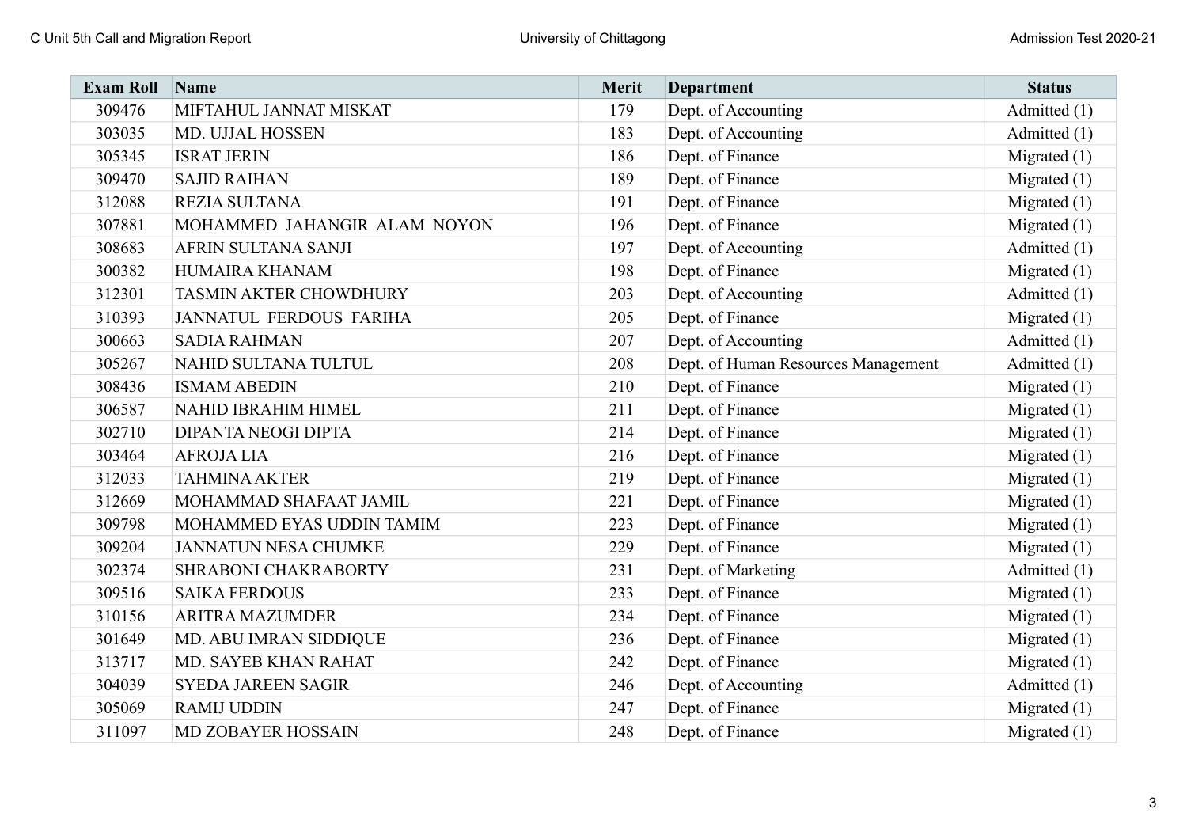| Exam Roll | Name | Merit | Department | Status |
|---|---|---|---|---|
| 309476 | MIFTAHUL JANNAT MISKAT | 179 | Dept. of Accounting | Admitted (1) |
| 303035 | MD. UJJAL HOSSEN | 183 | Dept. of Accounting | Admitted (1) |
| 305345 | ISRAT JERIN | 186 | Dept. of Finance | Migrated (1) |
| 309470 | SAJID RAIHAN | 189 | Dept. of Finance | Migrated (1) |
| 312088 | REZIA SULTANA | 191 | Dept. of Finance | Migrated (1) |
| 307881 | MOHAMMED JAHANGIR ALAM NOYON | 196 | Dept. of Finance | Migrated (1) |
| 308683 | AFRIN SULTANA SANJI | 197 | Dept. of Accounting | Admitted (1) |
| 300382 | HUMAIRA KHANAM | 198 | Dept. of Finance | Migrated (1) |
| 312301 | TASMIN AKTER CHOWDHURY | 203 | Dept. of Accounting | Admitted (1) |
| 310393 | JANNATUL FERDOUS FARIHA | 205 | Dept. of Finance | Migrated (1) |
| 300663 | SADIA RAHMAN | 207 | Dept. of Accounting | Admitted (1) |
| 305267 | NAHID SULTANA TULTUL | 208 | Dept. of Human Resources Management | Admitted (1) |
| 308436 | ISMAM ABEDIN | 210 | Dept. of Finance | Migrated (1) |
| 306587 | NAHID IBRAHIM HIMEL | 211 | Dept. of Finance | Migrated (1) |
| 302710 | DIPANTA NEOGI DIPTA | 214 | Dept. of Finance | Migrated (1) |
| 303464 | AFROJA LIA | 216 | Dept. of Finance | Migrated (1) |
| 312033 | TAHMINA AKTER | 219 | Dept. of Finance | Migrated (1) |
| 312669 | MOHAMMAD SHAFAAT JAMIL | 221 | Dept. of Finance | Migrated (1) |
| 309798 | MOHAMMED EYAS UDDIN TAMIM | 223 | Dept. of Finance | Migrated (1) |
| 309204 | JANNATUN NESA CHUMKE | 229 | Dept. of Finance | Migrated (1) |
| 302374 | SHRABONI CHAKRABORTY | 231 | Dept. of Marketing | Admitted (1) |
| 309516 | SAIKA FERDOUS | 233 | Dept. of Finance | Migrated (1) |
| 310156 | ARITRA MAZUMDER | 234 | Dept. of Finance | Migrated (1) |
| 301649 | MD. ABU IMRAN SIDDIQUE | 236 | Dept. of Finance | Migrated (1) |
| 313717 | MD. SAYEB KHAN RAHAT | 242 | Dept. of Finance | Migrated (1) |
| 304039 | SYEDA JAREEN SAGIR | 246 | Dept. of Accounting | Admitted (1) |
| 305069 | RAMIJ UDDIN | 247 | Dept. of Finance | Migrated (1) |
| 311097 | MD ZOBAYER HOSSAIN | 248 | Dept. of Finance | Migrated (1) |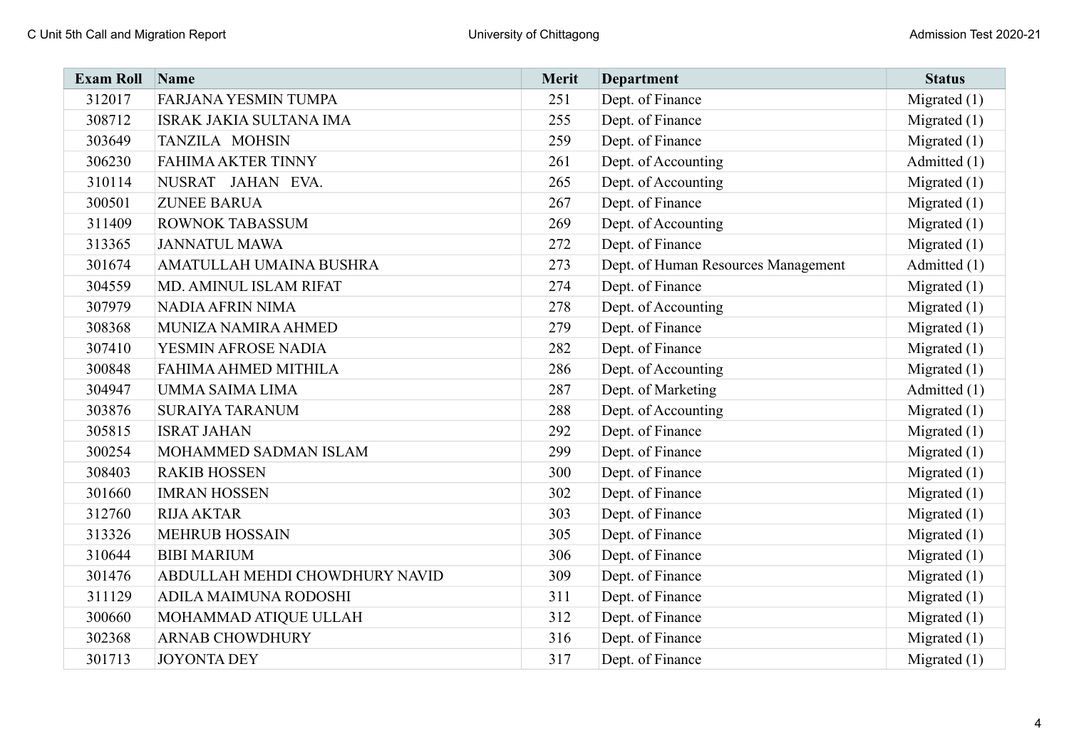| Exam Roll | Name | Merit | Department | Status |
|---|---|---|---|---|
| 312017 | FARJANA YESMIN TUMPA | 251 | Dept. of Finance | Migrated (1) |
| 308712 | ISRAK JAKIA SULTANA IMA | 255 | Dept. of Finance | Migrated (1) |
| 303649 | TANZILA MOHSIN | 259 | Dept. of Finance | Migrated (1) |
| 306230 | FAHIMA AKTER TINNY | 261 | Dept. of Accounting | Admitted (1) |
| 310114 | NUSRAT JAHAN EVA. | 265 | Dept. of Accounting | Migrated (1) |
| 300501 | ZUNEE BARUA | 267 | Dept. of Finance | Migrated (1) |
| 311409 | ROWNOK TABASSUM | 269 | Dept. of Accounting | Migrated (1) |
| 313365 | JANNATUL MAWA | 272 | Dept. of Finance | Migrated (1) |
| 301674 | AMATULLAH UMAINA BUSHRA | 273 | Dept. of Human Resources Management | Admitted (1) |
| 304559 | MD. AMINUL ISLAM RIFAT | 274 | Dept. of Finance | Migrated (1) |
| 307979 | NADIA AFRIN NIMA | 278 | Dept. of Accounting | Migrated (1) |
| 308368 | MUNIZA NAMIRA AHMED | 279 | Dept. of Finance | Migrated (1) |
| 307410 | YESMIN AFROSE NADIA | 282 | Dept. of Finance | Migrated (1) |
| 300848 | FAHIMA AHMED MITHILA | 286 | Dept. of Accounting | Migrated (1) |
| 304947 | UMMA SAIMA LIMA | 287 | Dept. of Marketing | Admitted (1) |
| 303876 | SURAIYA TARANUM | 288 | Dept. of Accounting | Migrated (1) |
| 305815 | ISRAT JAHAN | 292 | Dept. of Finance | Migrated (1) |
| 300254 | MOHAMMED SADMAN ISLAM | 299 | Dept. of Finance | Migrated (1) |
| 308403 | RAKIB HOSSEN | 300 | Dept. of Finance | Migrated (1) |
| 301660 | IMRAN HOSSEN | 302 | Dept. of Finance | Migrated (1) |
| 312760 | RIJA AKTAR | 303 | Dept. of Finance | Migrated (1) |
| 313326 | MEHRUB HOSSAIN | 305 | Dept. of Finance | Migrated (1) |
| 310644 | BIBI MARIUM | 306 | Dept. of Finance | Migrated (1) |
| 301476 | ABDULLAH MEHDI CHOWDHURY NAVID | 309 | Dept. of Finance | Migrated (1) |
| 311129 | ADILA MAIMUNA RODOSHI | 311 | Dept. of Finance | Migrated (1) |
| 300660 | MOHAMMAD ATIQUE ULLAH | 312 | Dept. of Finance | Migrated (1) |
| 302368 | ARNAB CHOWDHURY | 316 | Dept. of Finance | Migrated (1) |
| 301713 | JOYONTA DEY | 317 | Dept. of Finance | Migrated (1) |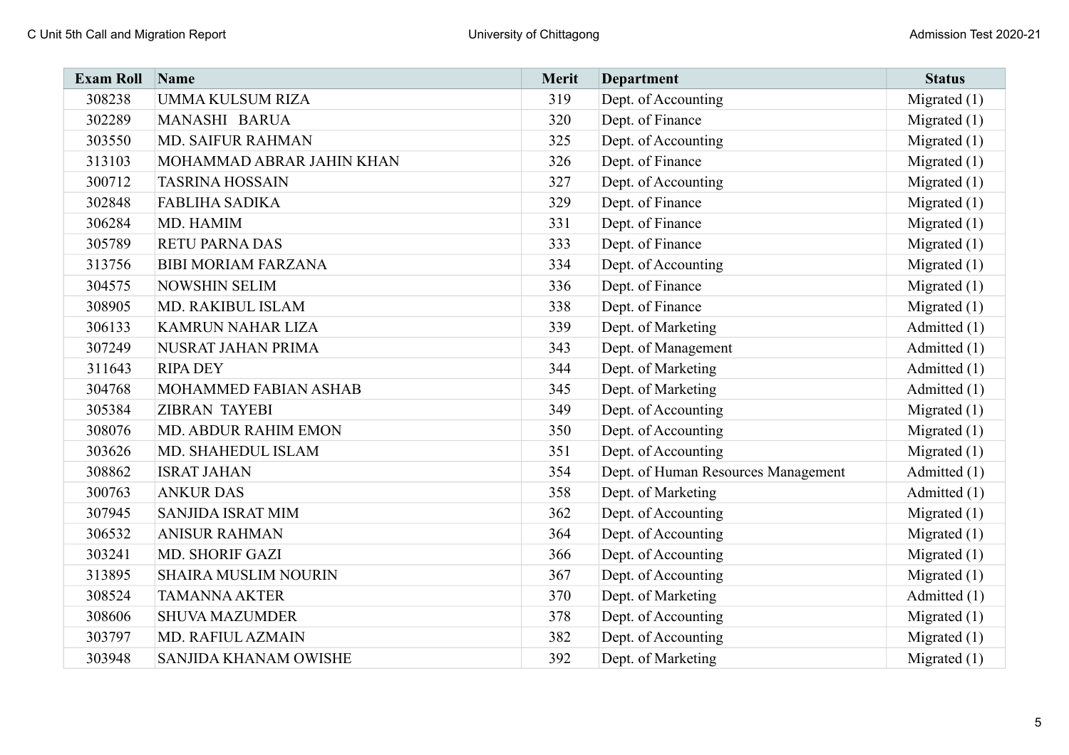| Exam Roll | Name | Merit | Department | Status |
|---|---|---|---|---|
| 308238 | UMMA KULSUM RIZA | 319 | Dept. of Accounting | Migrated (1) |
| 302289 | MANASHI BARUA | 320 | Dept. of Finance | Migrated (1) |
| 303550 | MD. SAIFUR RAHMAN | 325 | Dept. of Accounting | Migrated (1) |
| 313103 | MOHAMMAD ABRAR JAHIN KHAN | 326 | Dept. of Finance | Migrated (1) |
| 300712 | TASRINA HOSSAIN | 327 | Dept. of Accounting | Migrated (1) |
| 302848 | FABLIHA SADIKA | 329 | Dept. of Finance | Migrated (1) |
| 306284 | MD. HAMIM | 331 | Dept. of Finance | Migrated (1) |
| 305789 | RETU PARNA DAS | 333 | Dept. of Finance | Migrated (1) |
| 313756 | BIBI MORIAM FARZANA | 334 | Dept. of Accounting | Migrated (1) |
| 304575 | NOWSHIN SELIM | 336 | Dept. of Finance | Migrated (1) |
| 308905 | MD. RAKIBUL ISLAM | 338 | Dept. of Finance | Migrated (1) |
| 306133 | KAMRUN NAHAR LIZA | 339 | Dept. of Marketing | Admitted (1) |
| 307249 | NUSRAT JAHAN PRIMA | 343 | Dept. of Management | Admitted (1) |
| 311643 | RIPA DEY | 344 | Dept. of Marketing | Admitted (1) |
| 304768 | MOHAMMED FABIAN ASHAB | 345 | Dept. of Marketing | Admitted (1) |
| 305384 | ZIBRAN TAYEBI | 349 | Dept. of Accounting | Migrated (1) |
| 308076 | MD. ABDUR RAHIM EMON | 350 | Dept. of Accounting | Migrated (1) |
| 303626 | MD. SHAHEDUL ISLAM | 351 | Dept. of Accounting | Migrated (1) |
| 308862 | ISRAT JAHAN | 354 | Dept. of Human Resources Management | Admitted (1) |
| 300763 | ANKUR DAS | 358 | Dept. of Marketing | Admitted (1) |
| 307945 | SANJIDA ISRAT MIM | 362 | Dept. of Accounting | Migrated (1) |
| 306532 | ANISUR RAHMAN | 364 | Dept. of Accounting | Migrated (1) |
| 303241 | MD. SHORIF GAZI | 366 | Dept. of Accounting | Migrated (1) |
| 313895 | SHAIRA MUSLIM NOURIN | 367 | Dept. of Accounting | Migrated (1) |
| 308524 | TAMANNA AKTER | 370 | Dept. of Marketing | Admitted (1) |
| 308606 | SHUVA MAZUMDER | 378 | Dept. of Accounting | Migrated (1) |
| 303797 | MD. RAFIUL AZMAIN | 382 | Dept. of Accounting | Migrated (1) |
| 303948 | SANJIDA KHANAM OWISHE | 392 | Dept. of Marketing | Migrated (1) |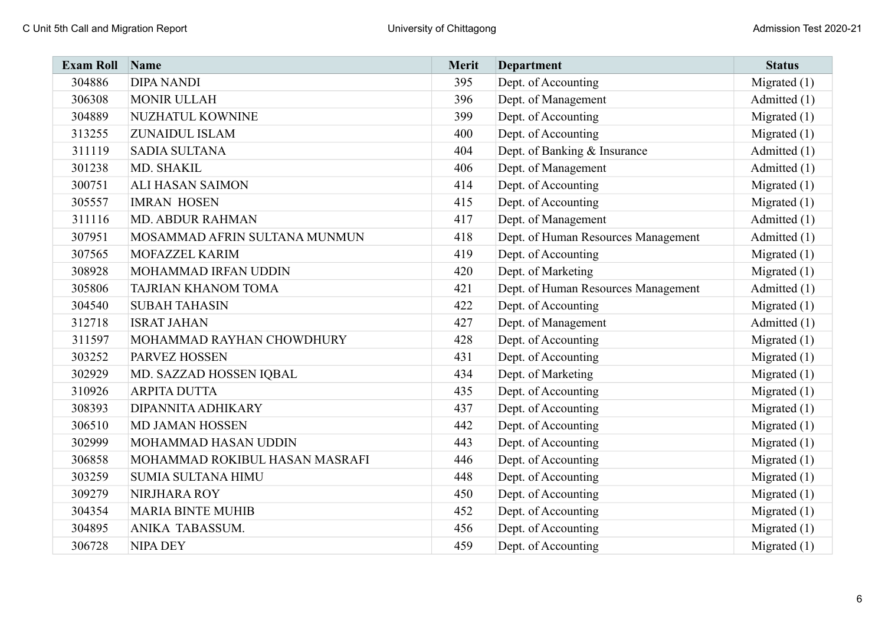| Exam Roll | Name | Merit | Department | Status |
|---|---|---|---|---|
| 304886 | DIPA NANDI | 395 | Dept. of Accounting | Migrated (1) |
| 306308 | MONIR ULLAH | 396 | Dept. of Management | Admitted (1) |
| 304889 | NUZHATUL KOWNINE | 399 | Dept. of Accounting | Migrated (1) |
| 313255 | ZUNAIDUL ISLAM | 400 | Dept. of Accounting | Migrated (1) |
| 311119 | SADIA SULTANA | 404 | Dept. of Banking & Insurance | Admitted (1) |
| 301238 | MD. SHAKIL | 406 | Dept. of Management | Admitted (1) |
| 300751 | ALI HASAN SAIMON | 414 | Dept. of Accounting | Migrated (1) |
| 305557 | IMRAN HOSEN | 415 | Dept. of Accounting | Migrated (1) |
| 311116 | MD. ABDUR RAHMAN | 417 | Dept. of Management | Admitted (1) |
| 307951 | MOSAMMAD AFRIN SULTANA MUNMUN | 418 | Dept. of Human Resources Management | Admitted (1) |
| 307565 | MOFAZZEL KARIM | 419 | Dept. of Accounting | Migrated (1) |
| 308928 | MOHAMMAD IRFAN UDDIN | 420 | Dept. of Marketing | Migrated (1) |
| 305806 | TAJRIAN KHANOM TOMA | 421 | Dept. of Human Resources Management | Admitted (1) |
| 304540 | SUBAH TAHASIN | 422 | Dept. of Accounting | Migrated (1) |
| 312718 | ISRAT JAHAN | 427 | Dept. of Management | Admitted (1) |
| 311597 | MOHAMMAD RAYHAN CHOWDHURY | 428 | Dept. of Accounting | Migrated (1) |
| 303252 | PARVEZ HOSSEN | 431 | Dept. of Accounting | Migrated (1) |
| 302929 | MD. SAZZAD HOSSEN IQBAL | 434 | Dept. of Marketing | Migrated (1) |
| 310926 | ARPITA DUTTA | 435 | Dept. of Accounting | Migrated (1) |
| 308393 | DIPANNITA ADHIKARY | 437 | Dept. of Accounting | Migrated (1) |
| 306510 | MD JAMAN HOSSEN | 442 | Dept. of Accounting | Migrated (1) |
| 302999 | MOHAMMAD HASAN UDDIN | 443 | Dept. of Accounting | Migrated (1) |
| 306858 | MOHAMMAD ROKIBUL HASAN MASRAFI | 446 | Dept. of Accounting | Migrated (1) |
| 303259 | SUMIA SULTANA HIMU | 448 | Dept. of Accounting | Migrated (1) |
| 309279 | NIRJHARA ROY | 450 | Dept. of Accounting | Migrated (1) |
| 304354 | MARIA BINTE MUHIB | 452 | Dept. of Accounting | Migrated (1) |
| 304895 | ANIKA TABASSUM. | 456 | Dept. of Accounting | Migrated (1) |
| 306728 | NIPA DEY | 459 | Dept. of Accounting | Migrated (1) |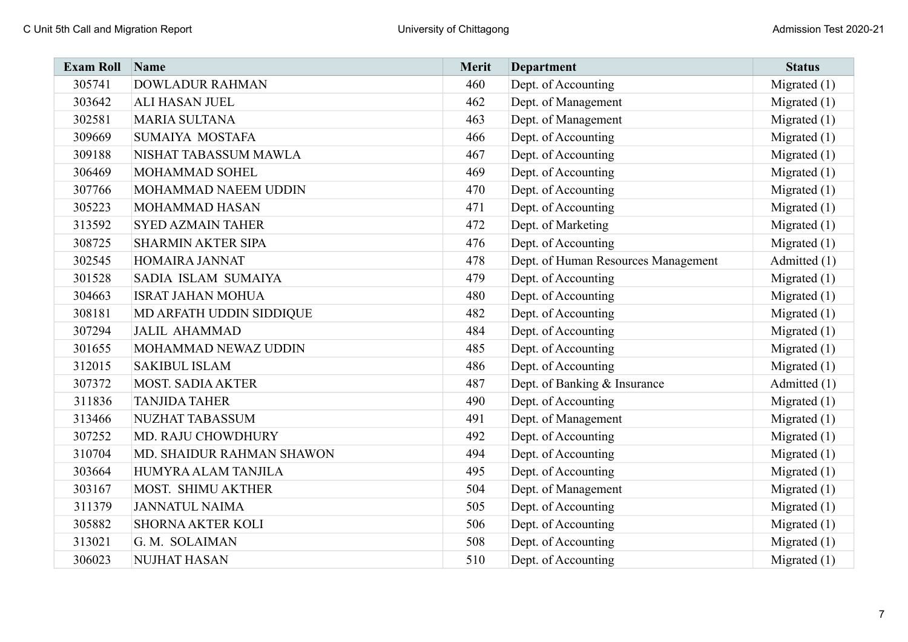| Exam Roll | Name | Merit | Department | Status |
|---|---|---|---|---|
| 305741 | DOWLADUR RAHMAN | 460 | Dept. of Accounting | Migrated (1) |
| 303642 | ALI HASAN JUEL | 462 | Dept. of Management | Migrated (1) |
| 302581 | MARIA SULTANA | 463 | Dept. of Management | Migrated (1) |
| 309669 | SUMAIYA MOSTAFA | 466 | Dept. of Accounting | Migrated (1) |
| 309188 | NISHAT TABASSUM MAWLA | 467 | Dept. of Accounting | Migrated (1) |
| 306469 | MOHAMMAD SOHEL | 469 | Dept. of Accounting | Migrated (1) |
| 307766 | MOHAMMAD NAEEM UDDIN | 470 | Dept. of Accounting | Migrated (1) |
| 305223 | MOHAMMAD HASAN | 471 | Dept. of Accounting | Migrated (1) |
| 313592 | SYED AZMAIN TAHER | 472 | Dept. of Marketing | Migrated (1) |
| 308725 | SHARMIN AKTER SIPA | 476 | Dept. of Accounting | Migrated (1) |
| 302545 | HOMAIRA JANNAT | 478 | Dept. of Human Resources Management | Admitted (1) |
| 301528 | SADIA ISLAM SUMAIYA | 479 | Dept. of Accounting | Migrated (1) |
| 304663 | ISRAT JAHAN MOHUA | 480 | Dept. of Accounting | Migrated (1) |
| 308181 | MD ARFATH UDDIN SIDDIQUE | 482 | Dept. of Accounting | Migrated (1) |
| 307294 | JALIL AHAMMAD | 484 | Dept. of Accounting | Migrated (1) |
| 301655 | MOHAMMAD NEWAZ UDDIN | 485 | Dept. of Accounting | Migrated (1) |
| 312015 | SAKIBUL ISLAM | 486 | Dept. of Accounting | Migrated (1) |
| 307372 | MOST. SADIA AKTER | 487 | Dept. of Banking & Insurance | Admitted (1) |
| 311836 | TANJIDA TAHER | 490 | Dept. of Accounting | Migrated (1) |
| 313466 | NUZHAT TABASSUM | 491 | Dept. of Management | Migrated (1) |
| 307252 | MD. RAJU CHOWDHURY | 492 | Dept. of Accounting | Migrated (1) |
| 310704 | MD. SHAIDUR RAHMAN SHAWON | 494 | Dept. of Accounting | Migrated (1) |
| 303664 | HUMYRA ALAM TANJILA | 495 | Dept. of Accounting | Migrated (1) |
| 303167 | MOST. SHIMU AKTHER | 504 | Dept. of Management | Migrated (1) |
| 311379 | JANNATUL NAIMA | 505 | Dept. of Accounting | Migrated (1) |
| 305882 | SHORNA AKTER KOLI | 506 | Dept. of Accounting | Migrated (1) |
| 313021 | G. M. SOLAIMAN | 508 | Dept. of Accounting | Migrated (1) |
| 306023 | NUJHAT HASAN | 510 | Dept. of Accounting | Migrated (1) |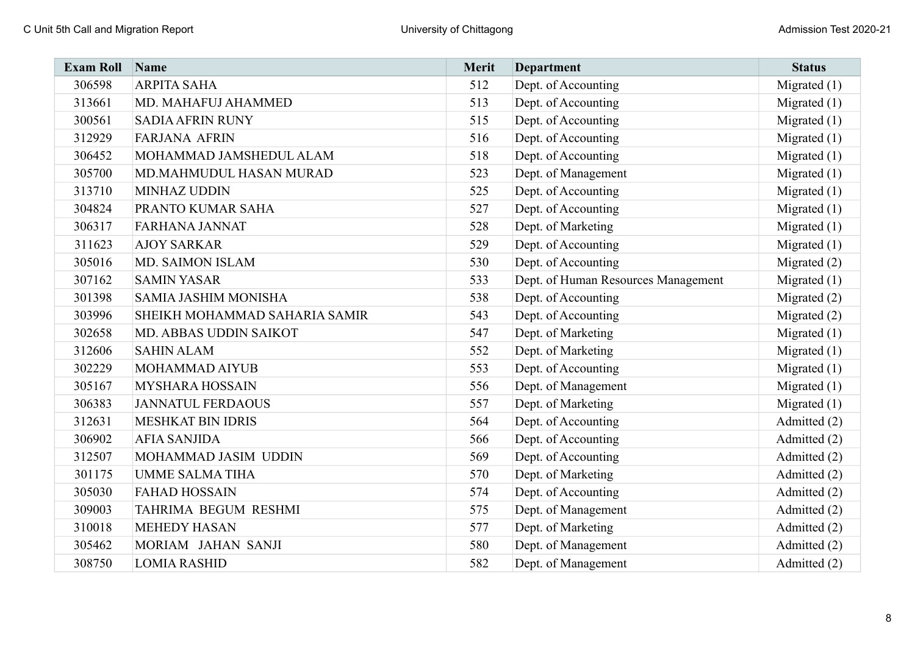| Exam Roll | Name | Merit | Department | Status |
|---|---|---|---|---|
| 306598 | ARPITA SAHA | 512 | Dept. of Accounting | Migrated (1) |
| 313661 | MD. MAHAFUJ AHAMMED | 513 | Dept. of Accounting | Migrated (1) |
| 300561 | SADIA AFRIN RUNY | 515 | Dept. of Accounting | Migrated (1) |
| 312929 | FARJANA AFRIN | 516 | Dept. of Accounting | Migrated (1) |
| 306452 | MOHAMMAD JAMSHEDUL ALAM | 518 | Dept. of Accounting | Migrated (1) |
| 305700 | MD.MAHMUDUL HASAN MURAD | 523 | Dept. of Management | Migrated (1) |
| 313710 | MINHAZ UDDIN | 525 | Dept. of Accounting | Migrated (1) |
| 304824 | PRANTO KUMAR SAHA | 527 | Dept. of Accounting | Migrated (1) |
| 306317 | FARHANA JANNAT | 528 | Dept. of Marketing | Migrated (1) |
| 311623 | AJOY SARKAR | 529 | Dept. of Accounting | Migrated (1) |
| 305016 | MD. SAIMON ISLAM | 530 | Dept. of Accounting | Migrated (2) |
| 307162 | SAMIN YASAR | 533 | Dept. of Human Resources Management | Migrated (1) |
| 301398 | SAMIA JASHIM MONISHA | 538 | Dept. of Accounting | Migrated (2) |
| 303996 | SHEIKH MOHAMMAD SAHARIA SAMIR | 543 | Dept. of Accounting | Migrated (2) |
| 302658 | MD. ABBAS UDDIN SAIKOT | 547 | Dept. of Marketing | Migrated (1) |
| 312606 | SAHIN ALAM | 552 | Dept. of Marketing | Migrated (1) |
| 302229 | MOHAMMAD AIYUB | 553 | Dept. of Accounting | Migrated (1) |
| 305167 | MYSHARA HOSSAIN | 556 | Dept. of Management | Migrated (1) |
| 306383 | JANNATUL FERDAOUS | 557 | Dept. of Marketing | Migrated (1) |
| 312631 | MESHKAT BIN IDRIS | 564 | Dept. of Accounting | Admitted (2) |
| 306902 | AFIA SANJIDA | 566 | Dept. of Accounting | Admitted (2) |
| 312507 | MOHAMMAD JASIM UDDIN | 569 | Dept. of Accounting | Admitted (2) |
| 301175 | UMME SALMA TIHA | 570 | Dept. of Marketing | Admitted (2) |
| 305030 | FAHAD HOSSAIN | 574 | Dept. of Accounting | Admitted (2) |
| 309003 | TAHRIMA BEGUM RESHMI | 575 | Dept. of Management | Admitted (2) |
| 310018 | MEHEDY HASAN | 577 | Dept. of Marketing | Admitted (2) |
| 305462 | MORIAM JAHAN SANJI | 580 | Dept. of Management | Admitted (2) |
| 308750 | LOMIA RASHID | 582 | Dept. of Management | Admitted (2) |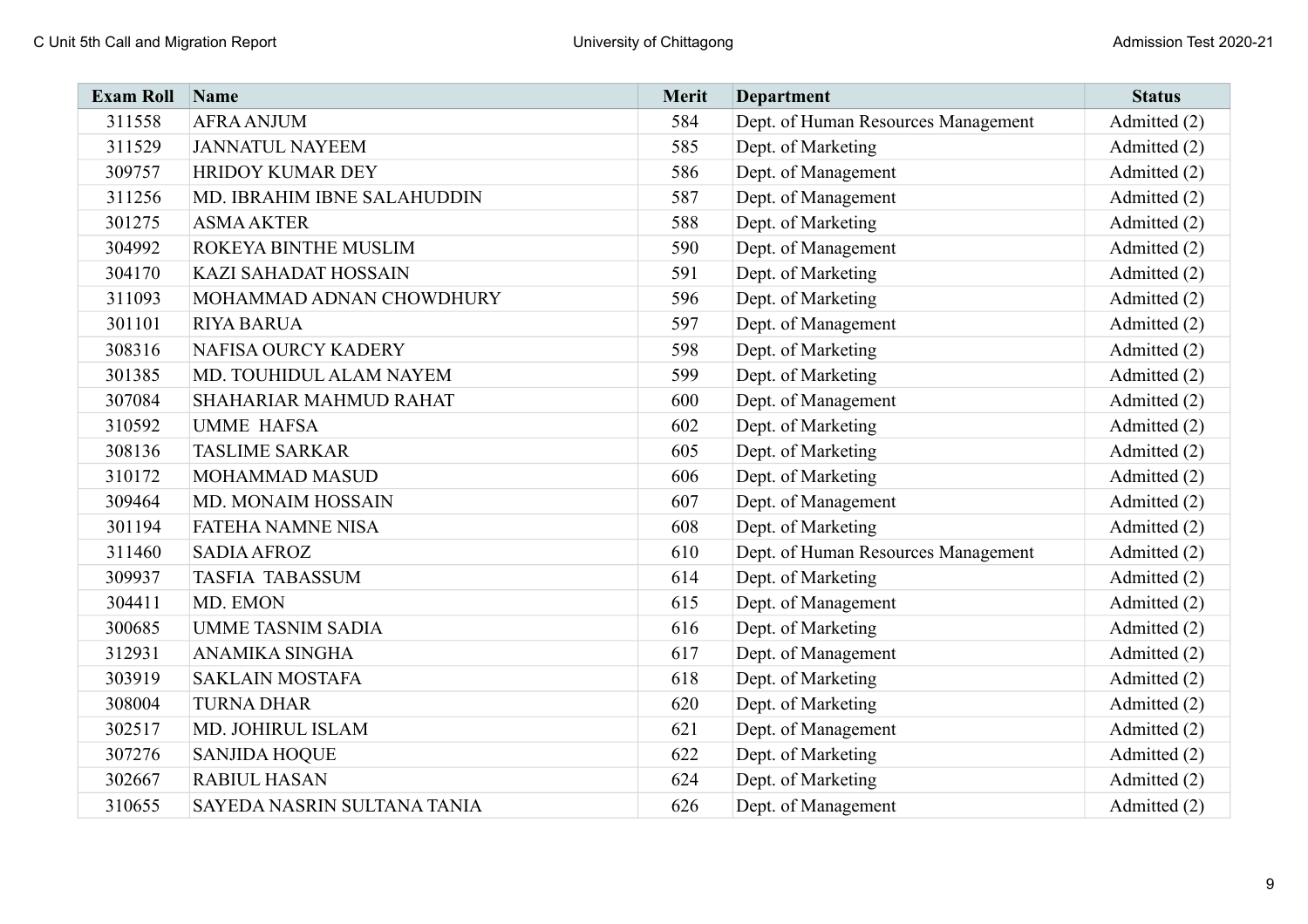| Exam Roll | Name | Merit | Department | Status |
|---|---|---|---|---|
| 311558 | AFRA ANJUM | 584 | Dept. of Human Resources Management | Admitted (2) |
| 311529 | JANNATUL NAYEEM | 585 | Dept. of Marketing | Admitted (2) |
| 309757 | HRIDOY KUMAR DEY | 586 | Dept. of Management | Admitted (2) |
| 311256 | MD. IBRAHIM IBNE SALAHUDDIN | 587 | Dept. of Management | Admitted (2) |
| 301275 | ASMA AKTER | 588 | Dept. of Marketing | Admitted (2) |
| 304992 | ROKEYA BINTHE MUSLIM | 590 | Dept. of Management | Admitted (2) |
| 304170 | KAZI SAHADAT HOSSAIN | 591 | Dept. of Marketing | Admitted (2) |
| 311093 | MOHAMMAD ADNAN CHOWDHURY | 596 | Dept. of Marketing | Admitted (2) |
| 301101 | RIYA BARUA | 597 | Dept. of Management | Admitted (2) |
| 308316 | NAFISA OURCY KADERY | 598 | Dept. of Marketing | Admitted (2) |
| 301385 | MD. TOUHIDUL ALAM NAYEM | 599 | Dept. of Marketing | Admitted (2) |
| 307084 | SHAHARIAR MAHMUD RAHAT | 600 | Dept. of Management | Admitted (2) |
| 310592 | UMME HAFSA | 602 | Dept. of Marketing | Admitted (2) |
| 308136 | TASLIME SARKAR | 605 | Dept. of Marketing | Admitted (2) |
| 310172 | MOHAMMAD MASUD | 606 | Dept. of Marketing | Admitted (2) |
| 309464 | MD. MONAIM HOSSAIN | 607 | Dept. of Management | Admitted (2) |
| 301194 | FATEHA NAMNE NISA | 608 | Dept. of Marketing | Admitted (2) |
| 311460 | SADIA AFROZ | 610 | Dept. of Human Resources Management | Admitted (2) |
| 309937 | TASFIA TABASSUM | 614 | Dept. of Marketing | Admitted (2) |
| 304411 | MD. EMON | 615 | Dept. of Management | Admitted (2) |
| 300685 | UMME TASNIM SADIA | 616 | Dept. of Marketing | Admitted (2) |
| 312931 | ANAMIKA SINGHA | 617 | Dept. of Management | Admitted (2) |
| 303919 | SAKLAIN MOSTAFA | 618 | Dept. of Marketing | Admitted (2) |
| 308004 | TURNA DHAR | 620 | Dept. of Marketing | Admitted (2) |
| 302517 | MD. JOHIRUL ISLAM | 621 | Dept. of Management | Admitted (2) |
| 307276 | SANJIDA HOQUE | 622 | Dept. of Marketing | Admitted (2) |
| 302667 | RABIUL HASAN | 624 | Dept. of Marketing | Admitted (2) |
| 310655 | SAYEDA NASRIN SULTANA TANIA | 626 | Dept. of Management | Admitted (2) |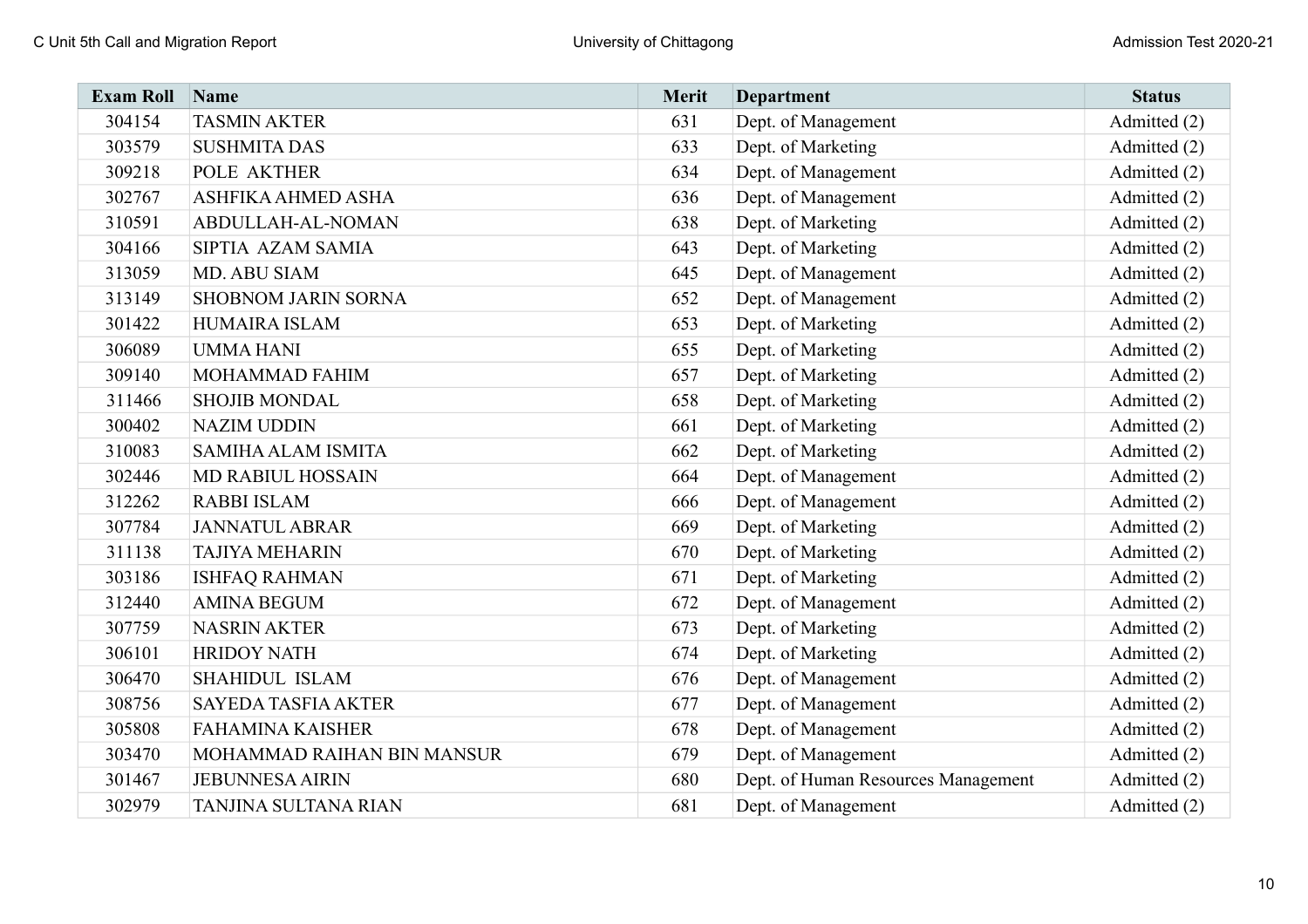| Exam Roll | Name | Merit | Department | Status |
| --- | --- | --- | --- | --- |
| 304154 | TASMIN AKTER | 631 | Dept. of Management | Admitted (2) |
| 303579 | SUSHMITA DAS | 633 | Dept. of Marketing | Admitted (2) |
| 309218 | POLE AKTHER | 634 | Dept. of Management | Admitted (2) |
| 302767 | ASHFIKA AHMED ASHA | 636 | Dept. of Management | Admitted (2) |
| 310591 | ABDULLAH-AL-NOMAN | 638 | Dept. of Marketing | Admitted (2) |
| 304166 | SIPTIA AZAM SAMIA | 643 | Dept. of Marketing | Admitted (2) |
| 313059 | MD. ABU SIAM | 645 | Dept. of Management | Admitted (2) |
| 313149 | SHOBNOM JARIN SORNA | 652 | Dept. of Management | Admitted (2) |
| 301422 | HUMAIRA ISLAM | 653 | Dept. of Marketing | Admitted (2) |
| 306089 | UMMA HANI | 655 | Dept. of Marketing | Admitted (2) |
| 309140 | MOHAMMAD FAHIM | 657 | Dept. of Marketing | Admitted (2) |
| 311466 | SHOJIB MONDAL | 658 | Dept. of Marketing | Admitted (2) |
| 300402 | NAZIM UDDIN | 661 | Dept. of Marketing | Admitted (2) |
| 310083 | SAMIHA ALAM ISMITA | 662 | Dept. of Marketing | Admitted (2) |
| 302446 | MD RABIUL HOSSAIN | 664 | Dept. of Management | Admitted (2) |
| 312262 | RABBI ISLAM | 666 | Dept. of Management | Admitted (2) |
| 307784 | JANNATUL ABRAR | 669 | Dept. of Marketing | Admitted (2) |
| 311138 | TAJIYA MEHARIN | 670 | Dept. of Marketing | Admitted (2) |
| 303186 | ISHFAQ RAHMAN | 671 | Dept. of Marketing | Admitted (2) |
| 312440 | AMINA BEGUM | 672 | Dept. of Management | Admitted (2) |
| 307759 | NASRIN AKTER | 673 | Dept. of Marketing | Admitted (2) |
| 306101 | HRIDOY NATH | 674 | Dept. of Marketing | Admitted (2) |
| 306470 | SHAHIDUL ISLAM | 676 | Dept. of Management | Admitted (2) |
| 308756 | SAYEDA TASFIA AKTER | 677 | Dept. of Management | Admitted (2) |
| 305808 | FAHAMINA KAISHER | 678 | Dept. of Management | Admitted (2) |
| 303470 | MOHAMMAD RAIHAN BIN MANSUR | 679 | Dept. of Management | Admitted (2) |
| 301467 | JEBUNNESA AIRIN | 680 | Dept. of Human Resources Management | Admitted (2) |
| 302979 | TANJINA SULTANA RIAN | 681 | Dept. of Management | Admitted (2) |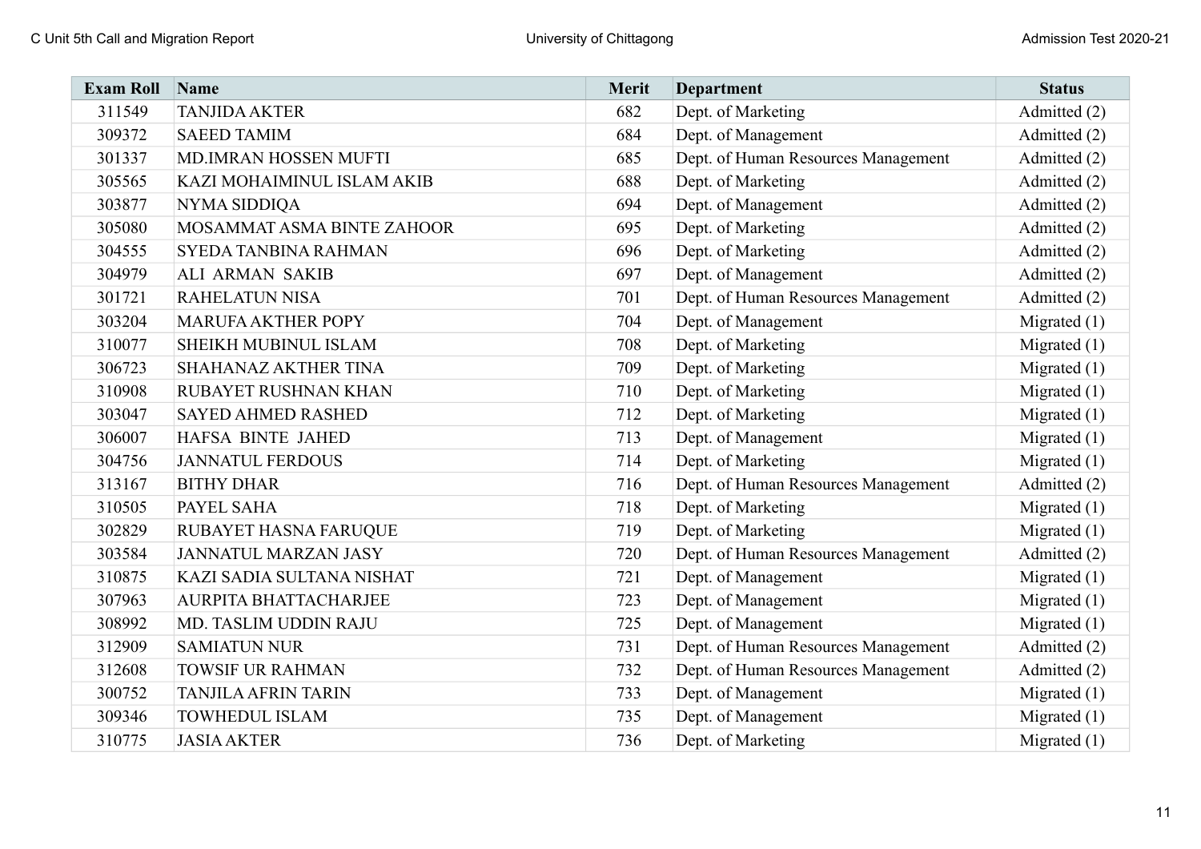| Exam Roll | Name | Merit | Department | Status |
| --- | --- | --- | --- | --- |
| 311549 | TANJIDA AKTER | 682 | Dept. of Marketing | Admitted (2) |
| 309372 | SAEED TAMIM | 684 | Dept. of Management | Admitted (2) |
| 301337 | MD.IMRAN HOSSEN MUFTI | 685 | Dept. of Human Resources Management | Admitted (2) |
| 305565 | KAZI MOHAIMINUL ISLAM AKIB | 688 | Dept. of Marketing | Admitted (2) |
| 303877 | NYMA SIDDIQA | 694 | Dept. of Management | Admitted (2) |
| 305080 | MOSAMMAT ASMA BINTE ZAHOOR | 695 | Dept. of Marketing | Admitted (2) |
| 304555 | SYEDA TANBINA RAHMAN | 696 | Dept. of Marketing | Admitted (2) |
| 304979 | ALI ARMAN SAKIB | 697 | Dept. of Management | Admitted (2) |
| 301721 | RAHELATUN NISA | 701 | Dept. of Human Resources Management | Admitted (2) |
| 303204 | MARUFA AKTHER POPY | 704 | Dept. of Management | Migrated (1) |
| 310077 | SHEIKH MUBINUL ISLAM | 708 | Dept. of Marketing | Migrated (1) |
| 306723 | SHAHANAZ AKTHER TINA | 709 | Dept. of Marketing | Migrated (1) |
| 310908 | RUBAYET RUSHNAN KHAN | 710 | Dept. of Marketing | Migrated (1) |
| 303047 | SAYED AHMED RASHED | 712 | Dept. of Marketing | Migrated (1) |
| 306007 | HAFSA BINTE JAHED | 713 | Dept. of Management | Migrated (1) |
| 304756 | JANNATUL FERDOUS | 714 | Dept. of Marketing | Migrated (1) |
| 313167 | BITHY DHAR | 716 | Dept. of Human Resources Management | Admitted (2) |
| 310505 | PAYEL SAHA | 718 | Dept. of Marketing | Migrated (1) |
| 302829 | RUBAYET HASNA FARUQUE | 719 | Dept. of Marketing | Migrated (1) |
| 303584 | JANNATUL MARZAN JASY | 720 | Dept. of Human Resources Management | Admitted (2) |
| 310875 | KAZI SADIA SULTANA NISHAT | 721 | Dept. of Management | Migrated (1) |
| 307963 | AURPITA BHATTACHARJEE | 723 | Dept. of Management | Migrated (1) |
| 308992 | MD. TASLIM UDDIN RAJU | 725 | Dept. of Management | Migrated (1) |
| 312909 | SAMIATUN NUR | 731 | Dept. of Human Resources Management | Admitted (2) |
| 312608 | TOWSIF UR RAHMAN | 732 | Dept. of Human Resources Management | Admitted (2) |
| 300752 | TANJILA AFRIN TARIN | 733 | Dept. of Management | Migrated (1) |
| 309346 | TOWHEDUL ISLAM | 735 | Dept. of Management | Migrated (1) |
| 310775 | JASIA AKTER | 736 | Dept. of Marketing | Migrated (1) |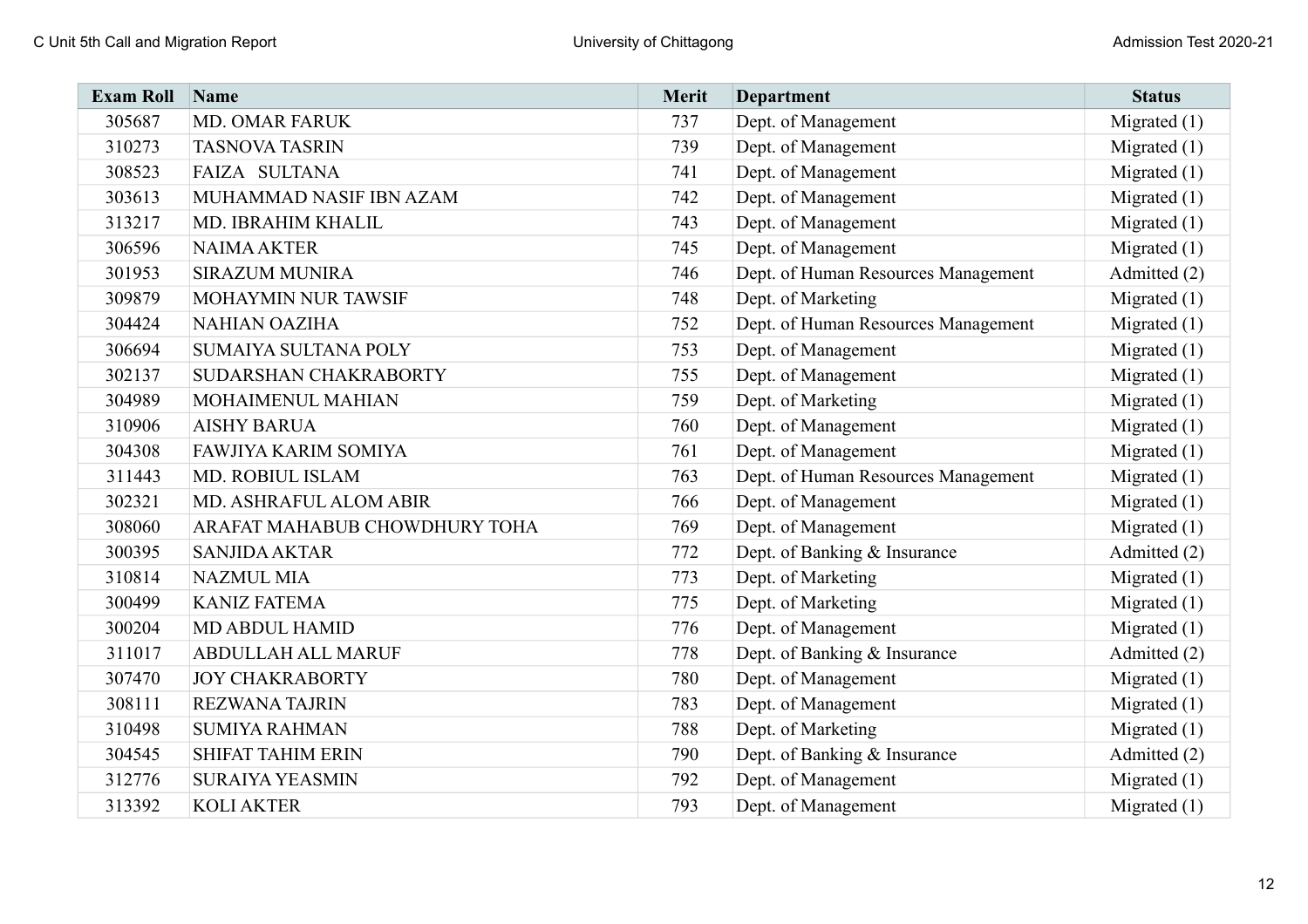| Exam Roll | Name | Merit | Department | Status |
|---|---|---|---|---|
| 305687 | MD. OMAR FARUK | 737 | Dept. of Management | Migrated (1) |
| 310273 | TASNOVA TASRIN | 739 | Dept. of Management | Migrated (1) |
| 308523 | FAIZA SULTANA | 741 | Dept. of Management | Migrated (1) |
| 303613 | MUHAMMAD NASIF IBN AZAM | 742 | Dept. of Management | Migrated (1) |
| 313217 | MD. IBRAHIM KHALIL | 743 | Dept. of Management | Migrated (1) |
| 306596 | NAIMA AKTER | 745 | Dept. of Management | Migrated (1) |
| 301953 | SIRAZUM MUNIRA | 746 | Dept. of Human Resources Management | Admitted (2) |
| 309879 | MOHAYMIN NUR TAWSIF | 748 | Dept. of Marketing | Migrated (1) |
| 304424 | NAHIAN OAZIHA | 752 | Dept. of Human Resources Management | Migrated (1) |
| 306694 | SUMAIYA SULTANA POLY | 753 | Dept. of Management | Migrated (1) |
| 302137 | SUDARSHAN CHAKRABORTY | 755 | Dept. of Management | Migrated (1) |
| 304989 | MOHAIMENUL MAHIAN | 759 | Dept. of Marketing | Migrated (1) |
| 310906 | AISHY BARUA | 760 | Dept. of Management | Migrated (1) |
| 304308 | FAWJIYA KARIM SOMIYA | 761 | Dept. of Management | Migrated (1) |
| 311443 | MD. ROBIUL ISLAM | 763 | Dept. of Human Resources Management | Migrated (1) |
| 302321 | MD. ASHRAFUL ALOM ABIR | 766 | Dept. of Management | Migrated (1) |
| 308060 | ARAFAT MAHABUB CHOWDHURY TOHA | 769 | Dept. of Management | Migrated (1) |
| 300395 | SANJIDA AKTAR | 772 | Dept. of Banking & Insurance | Admitted (2) |
| 310814 | NAZMUL MIA | 773 | Dept. of Marketing | Migrated (1) |
| 300499 | KANIZ FATEMA | 775 | Dept. of Marketing | Migrated (1) |
| 300204 | MD ABDUL HAMID | 776 | Dept. of Management | Migrated (1) |
| 311017 | ABDULLAH ALL MARUF | 778 | Dept. of Banking & Insurance | Admitted (2) |
| 307470 | JOY CHAKRABORTY | 780 | Dept. of Management | Migrated (1) |
| 308111 | REZWANA TAJRIN | 783 | Dept. of Management | Migrated (1) |
| 310498 | SUMIYA RAHMAN | 788 | Dept. of Marketing | Migrated (1) |
| 304545 | SHIFAT TAHIM ERIN | 790 | Dept. of Banking & Insurance | Admitted (2) |
| 312776 | SURAIYA YEASMIN | 792 | Dept. of Management | Migrated (1) |
| 313392 | KOLI AKTER | 793 | Dept. of Management | Migrated (1) |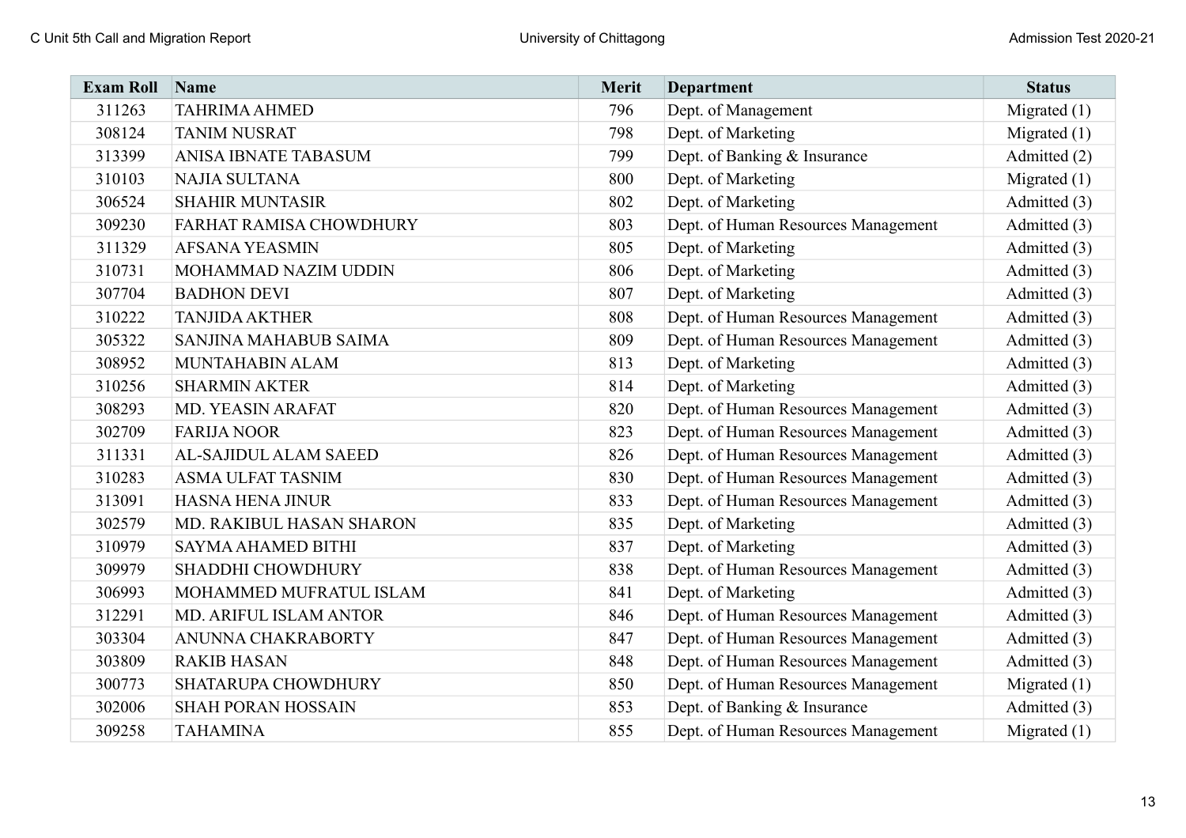| Exam Roll | Name | Merit | Department | Status |
|---|---|---|---|---|
| 311263 | TAHRIMA AHMED | 796 | Dept. of Management | Migrated (1) |
| 308124 | TANIM NUSRAT | 798 | Dept. of Marketing | Migrated (1) |
| 313399 | ANISA IBNATE TABASUM | 799 | Dept. of Banking & Insurance | Admitted (2) |
| 310103 | NAJIA SULTANA | 800 | Dept. of Marketing | Migrated (1) |
| 306524 | SHAHIR MUNTASIR | 802 | Dept. of Marketing | Admitted (3) |
| 309230 | FARHAT RAMISA CHOWDHURY | 803 | Dept. of Human Resources Management | Admitted (3) |
| 311329 | AFSANA YEASMIN | 805 | Dept. of Marketing | Admitted (3) |
| 310731 | MOHAMMAD NAZIM UDDIN | 806 | Dept. of Marketing | Admitted (3) |
| 307704 | BADHON DEVI | 807 | Dept. of Marketing | Admitted (3) |
| 310222 | TANJIDA AKTHER | 808 | Dept. of Human Resources Management | Admitted (3) |
| 305322 | SANJINA MAHABUB SAIMA | 809 | Dept. of Human Resources Management | Admitted (3) |
| 308952 | MUNTAHABIN ALAM | 813 | Dept. of Marketing | Admitted (3) |
| 310256 | SHARMIN AKTER | 814 | Dept. of Marketing | Admitted (3) |
| 308293 | MD. YEASIN ARAFAT | 820 | Dept. of Human Resources Management | Admitted (3) |
| 302709 | FARIJA NOOR | 823 | Dept. of Human Resources Management | Admitted (3) |
| 311331 | AL-SAJIDUL ALAM SAEED | 826 | Dept. of Human Resources Management | Admitted (3) |
| 310283 | ASMA ULFAT TASNIM | 830 | Dept. of Human Resources Management | Admitted (3) |
| 313091 | HASNA HENA JINUR | 833 | Dept. of Human Resources Management | Admitted (3) |
| 302579 | MD. RAKIBUL HASAN SHARON | 835 | Dept. of Marketing | Admitted (3) |
| 310979 | SAYMA AHAMED BITHI | 837 | Dept. of Marketing | Admitted (3) |
| 309979 | SHADDHI CHOWDHURY | 838 | Dept. of Human Resources Management | Admitted (3) |
| 306993 | MOHAMMED MUFRATUL ISLAM | 841 | Dept. of Marketing | Admitted (3) |
| 312291 | MD. ARIFUL ISLAM ANTOR | 846 | Dept. of Human Resources Management | Admitted (3) |
| 303304 | ANUNNA CHAKRABORTY | 847 | Dept. of Human Resources Management | Admitted (3) |
| 303809 | RAKIB HASAN | 848 | Dept. of Human Resources Management | Admitted (3) |
| 300773 | SHATARUPA CHOWDHURY | 850 | Dept. of Human Resources Management | Migrated (1) |
| 302006 | SHAH PORAN HOSSAIN | 853 | Dept. of Banking & Insurance | Admitted (3) |
| 309258 | TAHAMINA | 855 | Dept. of Human Resources Management | Migrated (1) |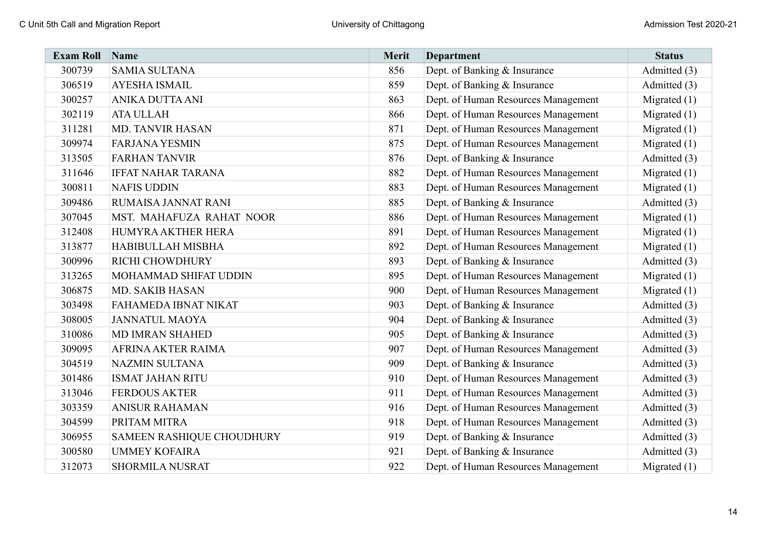| Exam Roll | Name | Merit | Department | Status |
|---|---|---|---|---|
| 300739 | SAMIA SULTANA | 856 | Dept. of Banking & Insurance | Admitted (3) |
| 306519 | AYESHA ISMAIL | 859 | Dept. of Banking & Insurance | Admitted (3) |
| 300257 | ANIKA DUTTA ANI | 863 | Dept. of Human Resources Management | Migrated (1) |
| 302119 | ATA ULLAH | 866 | Dept. of Human Resources Management | Migrated (1) |
| 311281 | MD. TANVIR HASAN | 871 | Dept. of Human Resources Management | Migrated (1) |
| 309974 | FARJANA YESMIN | 875 | Dept. of Human Resources Management | Migrated (1) |
| 313505 | FARHAN TANVIR | 876 | Dept. of Banking & Insurance | Admitted (3) |
| 311646 | IFFAT NAHAR TARANA | 882 | Dept. of Human Resources Management | Migrated (1) |
| 300811 | NAFIS UDDIN | 883 | Dept. of Human Resources Management | Migrated (1) |
| 309486 | RUMAISA JANNAT RANI | 885 | Dept. of Banking & Insurance | Admitted (3) |
| 307045 | MST. MAHAFUZA RAHAT NOOR | 886 | Dept. of Human Resources Management | Migrated (1) |
| 312408 | HUMYRA AKTHER HERA | 891 | Dept. of Human Resources Management | Migrated (1) |
| 313877 | HABIBULLAH MISBHA | 892 | Dept. of Human Resources Management | Migrated (1) |
| 300996 | RICHI CHOWDHURY | 893 | Dept. of Banking & Insurance | Admitted (3) |
| 313265 | MOHAMMAD SHIFAT UDDIN | 895 | Dept. of Human Resources Management | Migrated (1) |
| 306875 | MD. SAKIB HASAN | 900 | Dept. of Human Resources Management | Migrated (1) |
| 303498 | FAHAMEDA IBNAT NIKAT | 903 | Dept. of Banking & Insurance | Admitted (3) |
| 308005 | JANNATUL MAOYA | 904 | Dept. of Banking & Insurance | Admitted (3) |
| 310086 | MD IMRAN SHAHED | 905 | Dept. of Banking & Insurance | Admitted (3) |
| 309095 | AFRINA AKTER RAIMA | 907 | Dept. of Human Resources Management | Admitted (3) |
| 304519 | NAZMIN SULTANA | 909 | Dept. of Banking & Insurance | Admitted (3) |
| 301486 | ISMAT JAHAN RITU | 910 | Dept. of Human Resources Management | Admitted (3) |
| 313046 | FERDOUS AKTER | 911 | Dept. of Human Resources Management | Admitted (3) |
| 303359 | ANISUR RAHAMAN | 916 | Dept. of Human Resources Management | Admitted (3) |
| 304599 | PRITAM MITRA | 918 | Dept. of Human Resources Management | Admitted (3) |
| 306955 | SAMEEN RASHIQUE CHOUDHURY | 919 | Dept. of Banking & Insurance | Admitted (3) |
| 300580 | UMMEY KOFAIRA | 921 | Dept. of Banking & Insurance | Admitted (3) |
| 312073 | SHORMILA NUSRAT | 922 | Dept. of Human Resources Management | Migrated (1) |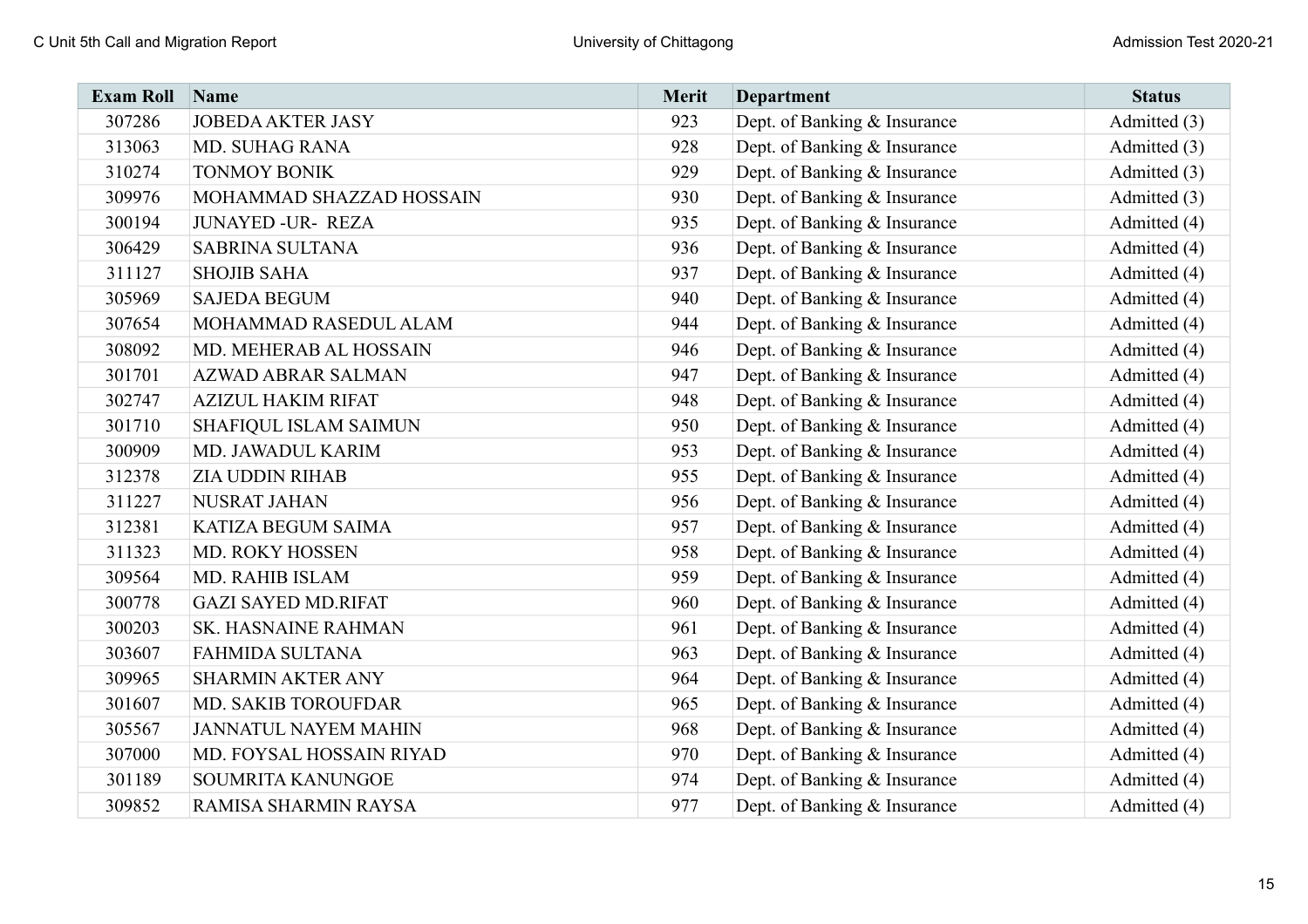| Exam Roll | Name | Merit | Department | Status |
|---|---|---|---|---|
| 307286 | JOBEDA AKTER JASY | 923 | Dept. of Banking & Insurance | Admitted (3) |
| 313063 | MD. SUHAG RANA | 928 | Dept. of Banking & Insurance | Admitted (3) |
| 310274 | TONMOY BONIK | 929 | Dept. of Banking & Insurance | Admitted (3) |
| 309976 | MOHAMMAD SHAZZAD HOSSAIN | 930 | Dept. of Banking & Insurance | Admitted (3) |
| 300194 | JUNAYED -UR- REZA | 935 | Dept. of Banking & Insurance | Admitted (4) |
| 306429 | SABRINA SULTANA | 936 | Dept. of Banking & Insurance | Admitted (4) |
| 311127 | SHOJIB SAHA | 937 | Dept. of Banking & Insurance | Admitted (4) |
| 305969 | SAJEDA BEGUM | 940 | Dept. of Banking & Insurance | Admitted (4) |
| 307654 | MOHAMMAD RASEDUL ALAM | 944 | Dept. of Banking & Insurance | Admitted (4) |
| 308092 | MD. MEHERAB AL HOSSAIN | 946 | Dept. of Banking & Insurance | Admitted (4) |
| 301701 | AZWAD ABRAR SALMAN | 947 | Dept. of Banking & Insurance | Admitted (4) |
| 302747 | AZIZUL HAKIM RIFAT | 948 | Dept. of Banking & Insurance | Admitted (4) |
| 301710 | SHAFIQUL ISLAM SAIMUN | 950 | Dept. of Banking & Insurance | Admitted (4) |
| 300909 | MD. JAWADUL KARIM | 953 | Dept. of Banking & Insurance | Admitted (4) |
| 312378 | ZIA UDDIN RIHAB | 955 | Dept. of Banking & Insurance | Admitted (4) |
| 311227 | NUSRAT JAHAN | 956 | Dept. of Banking & Insurance | Admitted (4) |
| 312381 | KATIZA BEGUM SAIMA | 957 | Dept. of Banking & Insurance | Admitted (4) |
| 311323 | MD. ROKY HOSSEN | 958 | Dept. of Banking & Insurance | Admitted (4) |
| 309564 | MD. RAHIB ISLAM | 959 | Dept. of Banking & Insurance | Admitted (4) |
| 300778 | GAZI SAYED MD.RIFAT | 960 | Dept. of Banking & Insurance | Admitted (4) |
| 300203 | SK. HASNAINE RAHMAN | 961 | Dept. of Banking & Insurance | Admitted (4) |
| 303607 | FAHMIDA SULTANA | 963 | Dept. of Banking & Insurance | Admitted (4) |
| 309965 | SHARMIN AKTER ANY | 964 | Dept. of Banking & Insurance | Admitted (4) |
| 301607 | MD. SAKIB TOROUFDAR | 965 | Dept. of Banking & Insurance | Admitted (4) |
| 305567 | JANNATUL NAYEM MAHIN | 968 | Dept. of Banking & Insurance | Admitted (4) |
| 307000 | MD. FOYSAL HOSSAIN RIYAD | 970 | Dept. of Banking & Insurance | Admitted (4) |
| 301189 | SOUMRITA KANUNGOE | 974 | Dept. of Banking & Insurance | Admitted (4) |
| 309852 | RAMISA SHARMIN RAYSA | 977 | Dept. of Banking & Insurance | Admitted (4) |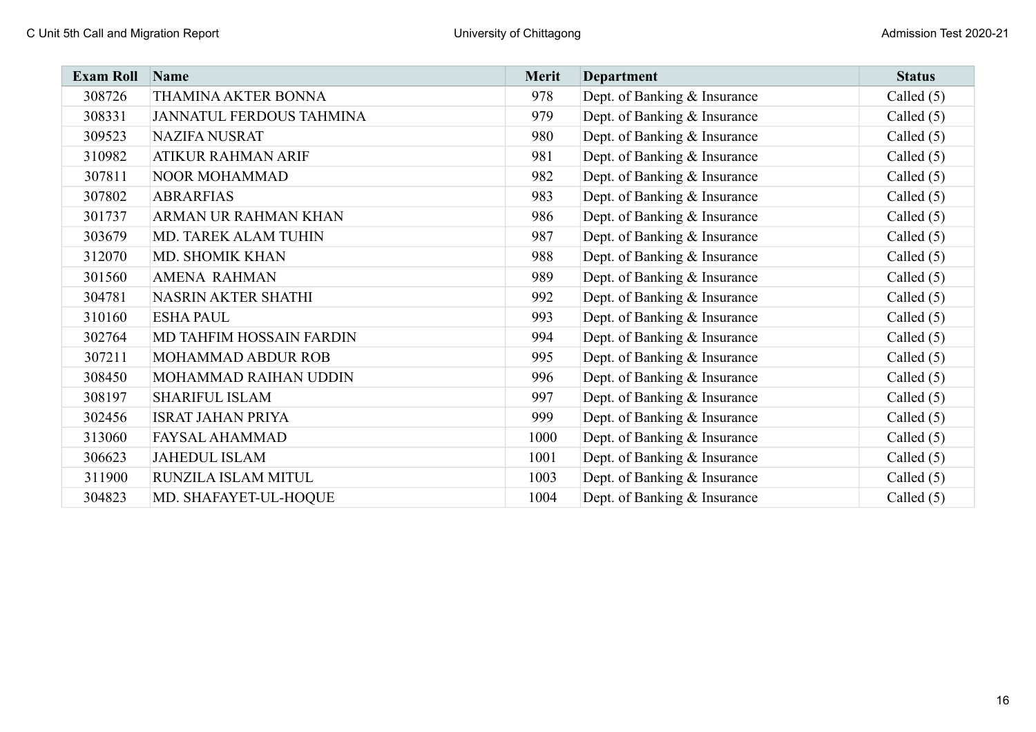| Exam Roll | Name | Merit | Department | Status |
|---|---|---|---|---|
| 308726 | THAMINA AKTER BONNA | 978 | Dept. of Banking & Insurance | Called (5) |
| 308331 | JANNATUL FERDOUS TAHMINA | 979 | Dept. of Banking & Insurance | Called (5) |
| 309523 | NAZIFA NUSRAT | 980 | Dept. of Banking & Insurance | Called (5) |
| 310982 | ATIKUR RAHMAN ARIF | 981 | Dept. of Banking & Insurance | Called (5) |
| 307811 | NOOR MOHAMMAD | 982 | Dept. of Banking & Insurance | Called (5) |
| 307802 | ABRARFIAS | 983 | Dept. of Banking & Insurance | Called (5) |
| 301737 | ARMAN UR RAHMAN KHAN | 986 | Dept. of Banking & Insurance | Called (5) |
| 303679 | MD. TAREK ALAM TUHIN | 987 | Dept. of Banking & Insurance | Called (5) |
| 312070 | MD. SHOMIK KHAN | 988 | Dept. of Banking & Insurance | Called (5) |
| 301560 | AMENA RAHMAN | 989 | Dept. of Banking & Insurance | Called (5) |
| 304781 | NASRIN AKTER SHATHI | 992 | Dept. of Banking & Insurance | Called (5) |
| 310160 | ESHA PAUL | 993 | Dept. of Banking & Insurance | Called (5) |
| 302764 | MD TAHFIM HOSSAIN FARDIN | 994 | Dept. of Banking & Insurance | Called (5) |
| 307211 | MOHAMMAD ABDUR ROB | 995 | Dept. of Banking & Insurance | Called (5) |
| 308450 | MOHAMMAD RAIHAN UDDIN | 996 | Dept. of Banking & Insurance | Called (5) |
| 308197 | SHARIFUL ISLAM | 997 | Dept. of Banking & Insurance | Called (5) |
| 302456 | ISRAT JAHAN PRIYA | 999 | Dept. of Banking & Insurance | Called (5) |
| 313060 | FAYSAL AHAMMAD | 1000 | Dept. of Banking & Insurance | Called (5) |
| 306623 | JAHEDUL ISLAM | 1001 | Dept. of Banking & Insurance | Called (5) |
| 311900 | RUNZILA ISLAM MITUL | 1003 | Dept. of Banking & Insurance | Called (5) |
| 304823 | MD. SHAFAYET-UL-HOQUE | 1004 | Dept. of Banking & Insurance | Called (5) |